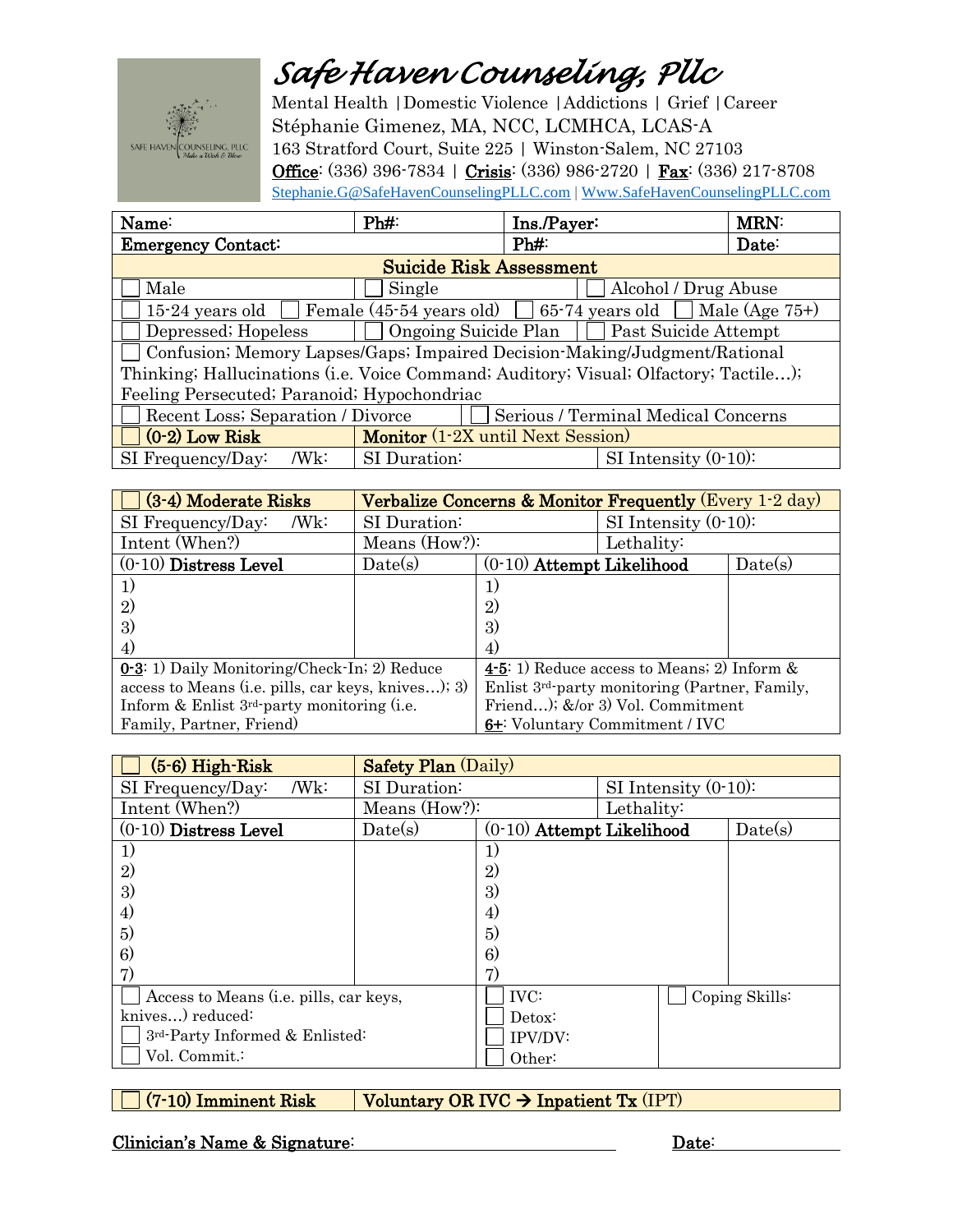# *Safe Haven Counseling, Pllc*

Mental Health | Domestic Violence | Addictions | Grief | Career
Stéphanie Gimenez, MA, NCC, LCMHCA, LCAS-A
163 Stratford Court, Suite 225 | Winston-Salem, NC 27103
**Office**: (336) 396-7834 | **Crisis**: (336) 986-2720 | **Fax**: (336) 217-8708
Stephanie.G@SafeHavenCounselingPLLC.com | Www.SafeHavenCounselingPLLC.com

| **Name**: | **Ph#**: | **Ins./Payer**: | **MRN**: |
|---|---|---|---|
| **Emergency Contact**: | | **Ph#**: | **Date**: |

## Suicide Risk Assessment

| | | |
|---|---|---|
| ☐ Male | ☐ Single | ☐ Alcohol / Drug Abuse |
| ☐ 15-24 years old | ☐ Female (45-54 years old) | ☐ 65-74 years old ☐ Male (Age 75+) |
| ☐ Depressed; Hopeless | ☐ Ongoing Suicide Plan | ☐ Past Suicide Attempt |

☐ Confusion; Memory Lapses/Gaps; Impaired Decision-Making/Judgment/Rational Thinking; Hallucinations (i.e. Voice Command; Auditory; Visual; Olfactory; Tactile…); Feeling Persecuted; Paranoid; Hypochondriac

| | |
|---|---|
| ☐ Recent Loss; Separation / Divorce | ☐ Serious / Terminal Medical Concerns |

| ☐ **(0-2) Low Risk** | **Monitor** (1-2X until Next Session) | |
|---|---|---|
| SI Frequency/Day: /Wk: | SI Duration: | SI Intensity (0-10): |

| ☐ **(3-4) Moderate Risks** | **Verbalize Concerns & Monitor Frequently** (Every 1-2 day) | | |
|---|---|---|---|
| SI Frequency/Day: /Wk: | SI Duration: | SI Intensity (0-10): | |
| Intent (When?) | Means (How?): | Lethality: | |
| (0-10) **Distress Level** | Date(s) | (0-10) **Attempt Likelihood** | Date(s) |
| 1) | | 1) | |
| 2) | | 2) | |
| 3) | | 3) | |
| 4) | | 4) | |

**0-3**: 1) Daily Monitoring/Check-In; 2) Reduce access to Means (i.e. pills, car keys, knives…); 3) Inform & Enlist 3rd-party monitoring (i.e. Family, Partner, Friend)

**4-5**: 1) Reduce access to Means; 2) Inform & Enlist 3rd-party monitoring (Partner, Family, Friend…); &/or 3) Vol. Commitment
**6+**: Voluntary Commitment / IVC

| ☐ **(5-6) High-Risk** | **Safety Plan** (Daily) | | |
|---|---|---|---|
| SI Frequency/Day: /Wk: | SI Duration: | SI Intensity (0-10): | |
| Intent (When?) | Means (How?): | Lethality: | |
| (0-10) **Distress Level** | Date(s) | (0-10) **Attempt Likelihood** | Date(s) |
| 1) | | 1) | |
| 2) | | 2) | |
| 3) | | 3) | |
| 4) | | 4) | |
| 5) | | 5) | |
| 6) | | 6) | |
| 7) | | 7) | |

| | | |
|---|---|---|
| ☐ Access to Means (i.e. pills, car keys, knives…) reduced:<br>☐ 3rd-Party Informed & Enlisted:<br>☐ Vol. Commit.: | ☐ IVC:<br>☐ Detox:<br>☐ IPV/DV:<br>☐ Other: | ☐ Coping Skills: |

| ☐ **(7-10) Imminent Risk** | **Voluntary OR IVC → Inpatient Tx** (IPT) |
|---|---|

**Clinician's Name & Signature**: ______________________________ **Date**: ______________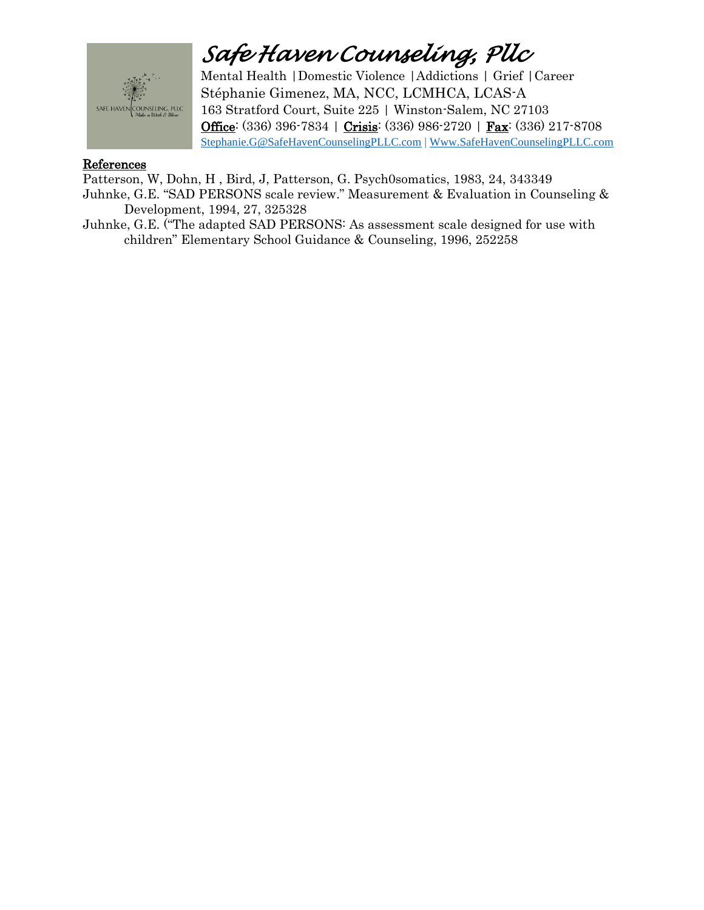# Safe Haven Counseling, Pllc

Mental Health |Domestic Violence |Addictions | Grief |Career
Stéphanie Gimenez, MA, NCC, LCMHCA, LCAS-A
163 Stratford Court, Suite 225 | Winston-Salem, NC 27103
**Office**: (336) 396-7834 | **Crisis**: (336) 986-2720 | **Fax**: (336) 217-8708
Stephanie.G@SafeHavenCounselingPLLC.com | Www.SafeHavenCounselingPLLC.com

**References**

Patterson, W, Dohn, H , Bird, J, Patterson, G. Psych0somatics, 1983, 24, 343349

Juhnke, G.E. "SAD PERSONS scale review." Measurement & Evaluation in Counseling & Development, 1994, 27, 325328

Juhnke, G.E. ("The adapted SAD PERSONS: As assessment scale designed for use with children" Elementary School Guidance & Counseling, 1996, 252258